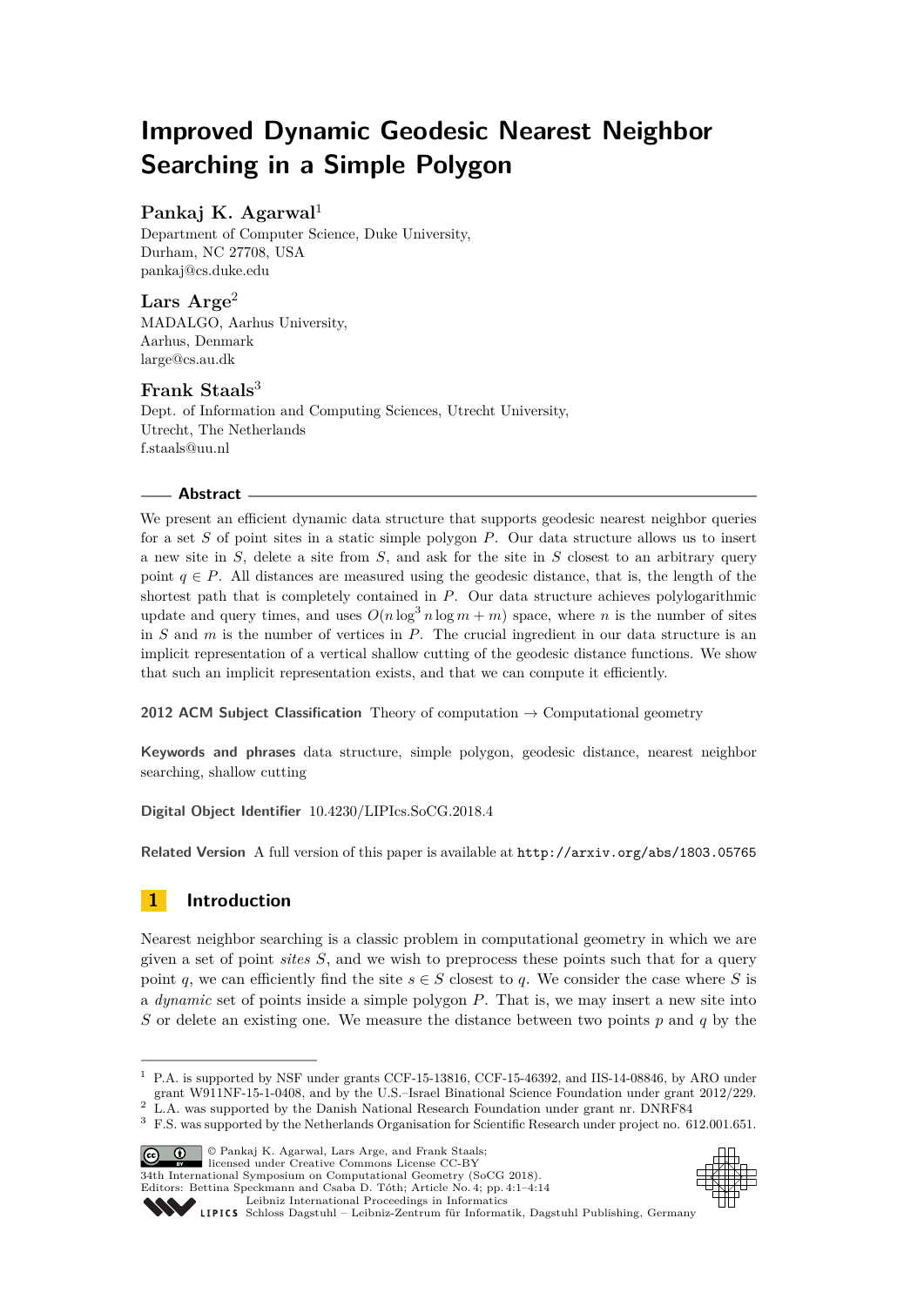# Improved Dynamic Geodesic Nearest Neighbor Searching in a Simple Polygon

**Pankaj K. Agarwal**[1]

Department of Computer Science, Duke University,
Durham, NC 27708, USA
pankaj@cs.duke.edu

**Lars Arge**[2]

MADALGO, Aarhus University,
Aarhus, Denmark
large@cs.au.dk

**Frank Staals**[3]

Dept. of Information and Computing Sciences, Utrecht University,
Utrecht, The Netherlands
f.staals@uu.nl

## Abstract

We present an efficient dynamic data structure that supports geodesic nearest neighbor queries for a set $S$ of point sites in a static simple polygon $P$. Our data structure allows us to insert a new site in $S$, delete a site from $S$, and ask for the site in $S$ closest to an arbitrary query point $q \in P$. All distances are measured using the geodesic distance, that is, the length of the shortest path that is completely contained in $P$. Our data structure achieves polylogarithmic update and query times, and uses $O(n \log^3 n \log m + m)$ space, where $n$ is the number of sites in $S$ and $m$ is the number of vertices in $P$. The crucial ingredient in our data structure is an implicit representation of a vertical shallow cutting of the geodesic distance functions. We show that such an implicit representation exists, and that we can compute it efficiently.

**2012 ACM Subject Classification** Theory of computation → Computational geometry

**Keywords and phrases** data structure, simple polygon, geodesic distance, nearest neighbor searching, shallow cutting

**Digital Object Identifier** 10.4230/LIPIcs.SoCG.2018.4

**Related Version** A full version of this paper is available at http://arxiv.org/abs/1803.05765

## 1 Introduction

Nearest neighbor searching is a classic problem in computational geometry in which we are given a set of point *sites* $S$, and we wish to preprocess these points such that for a query point $q$, we can efficiently find the site $s \in S$ closest to $q$. We consider the case where $S$ is a *dynamic* set of points inside a simple polygon $P$. That is, we may insert a new site into $S$ or delete an existing one. We measure the distance between two points $p$ and $q$ by the

---

[1] P.A. is supported by NSF under grants CCF-15-13816, CCF-15-46392, and IIS-14-08846, by ARO under grant W911NF-15-1-0408, and by the U.S.–Israel Binational Science Foundation under grant 2012/229.

[2] L.A. was supported by the Danish National Research Foundation under grant nr. DNRF84

[3] F.S. was supported by the Netherlands Organisation for Scientific Research under project no. 612.001.651.

© Pankaj K. Agarwal, Lars Arge, and Frank Staals;
licensed under Creative Commons License CC-BY
34th International Symposium on Computational Geometry (SoCG 2018).
Editors: Bettina Speckmann and Csaba D. Tóth; Article No. 4; pp. 4:1–4:14
Leibniz International Proceedings in Informatics
Schloss Dagstuhl – Leibniz-Zentrum für Informatik, Dagstuhl Publishing, Germany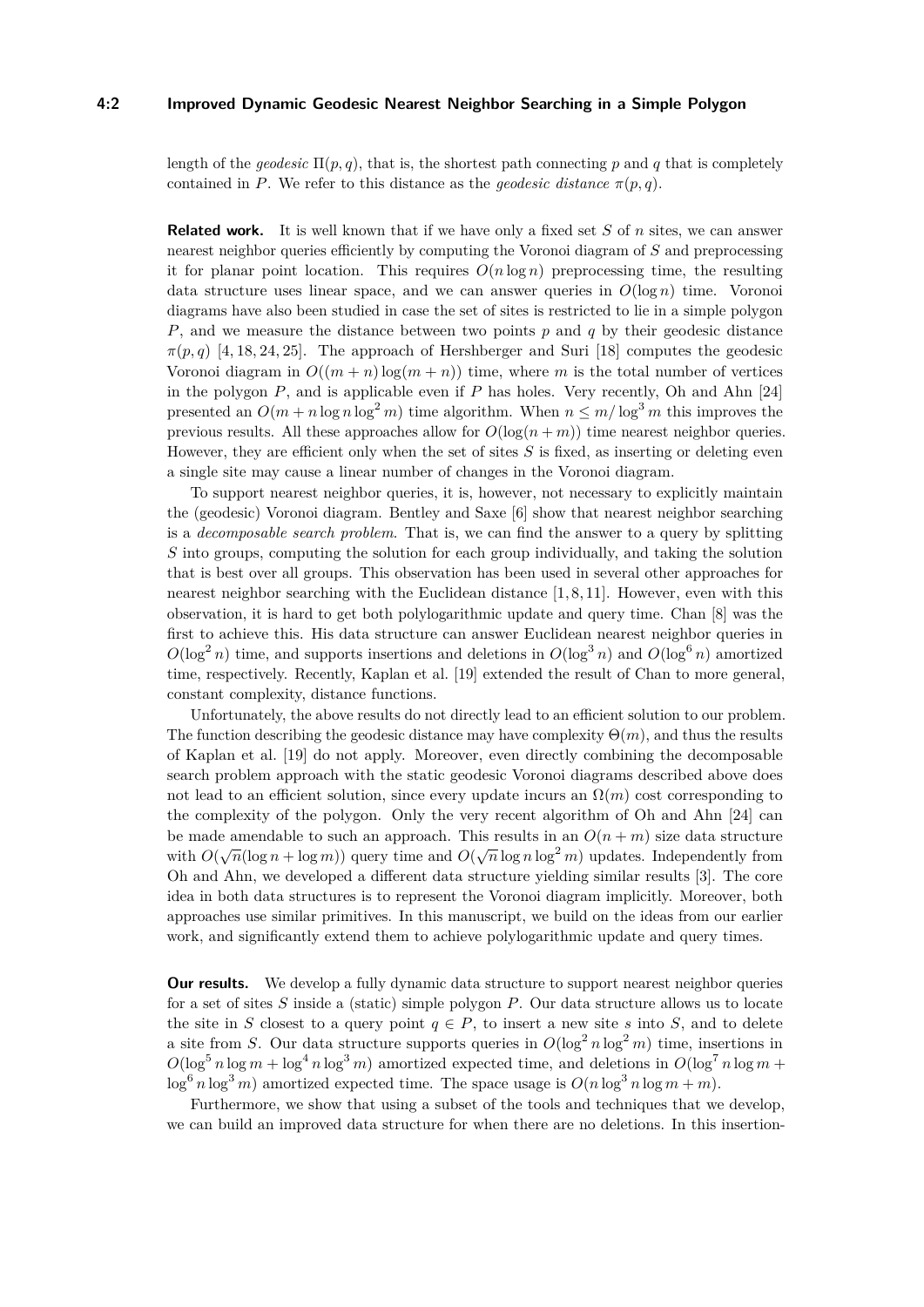length of the *geodesic* $\Pi(p, q)$, that is, the shortest path connecting $p$ and $q$ that is completely contained in $P$. We refer to this distance as the *geodesic distance* $\pi(p, q)$.

**Related work.** It is well known that if we have only a fixed set $S$ of $n$ sites, we can answer nearest neighbor queries efficiently by computing the Voronoi diagram of $S$ and preprocessing it for planar point location. This requires $O(n \log n)$ preprocessing time, the resulting data structure uses linear space, and we can answer queries in $O(\log n)$ time. Voronoi diagrams have also been studied in case the set of sites is restricted to lie in a simple polygon $P$, and we measure the distance between two points $p$ and $q$ by their geodesic distance $\pi(p, q)$ [4, 18, 24, 25]. The approach of Hershberger and Suri [18] computes the geodesic Voronoi diagram in $O((m + n) \log(m + n))$ time, where $m$ is the total number of vertices in the polygon $P$, and is applicable even if $P$ has holes. Very recently, Oh and Ahn [24] presented an $O(m + n \log n \log^2 m)$ time algorithm. When $n \leq m/\log^3 m$ this improves the previous results. All these approaches allow for $O(\log(n + m))$ time nearest neighbor queries. However, they are efficient only when the set of sites $S$ is fixed, as inserting or deleting even a single site may cause a linear number of changes in the Voronoi diagram.

To support nearest neighbor queries, it is, however, not necessary to explicitly maintain the (geodesic) Voronoi diagram. Bentley and Saxe [6] show that nearest neighbor searching is a *decomposable search problem*. That is, we can find the answer to a query by splitting $S$ into groups, computing the solution for each group individually, and taking the solution that is best over all groups. This observation has been used in several other approaches for nearest neighbor searching with the Euclidean distance [1, 8, 11]. However, even with this observation, it is hard to get both polylogarithmic update and query time. Chan [8] was the first to achieve this. His data structure can answer Euclidean nearest neighbor queries in $O(\log^2 n)$ time, and supports insertions and deletions in $O(\log^3 n)$ and $O(\log^6 n)$ amortized time, respectively. Recently, Kaplan et al. [19] extended the result of Chan to more general, constant complexity, distance functions.

Unfortunately, the above results do not directly lead to an efficient solution to our problem. The function describing the geodesic distance may have complexity $\Theta(m)$, and thus the results of Kaplan et al. [19] do not apply. Moreover, even directly combining the decomposable search problem approach with the static geodesic Voronoi diagrams described above does not lead to an efficient solution, since every update incurs an $\Omega(m)$ cost corresponding to the complexity of the polygon. Only the very recent algorithm of Oh and Ahn [24] can be made amendable to such an approach. This results in an $O(n + m)$ size data structure with $O(\sqrt{n}(\log n + \log m))$ query time and $O(\sqrt{n} \log n \log^2 m)$ updates. Independently from Oh and Ahn, we developed a different data structure yielding similar results [3]. The core idea in both data structures is to represent the Voronoi diagram implicitly. Moreover, both approaches use similar primitives. In this manuscript, we build on the ideas from our earlier work, and significantly extend them to achieve polylogarithmic update and query times.

**Our results.** We develop a fully dynamic data structure to support nearest neighbor queries for a set of sites $S$ inside a (static) simple polygon $P$. Our data structure allows us to locate the site in $S$ closest to a query point $q \in P$, to insert a new site $s$ into $S$, and to delete a site from $S$. Our data structure supports queries in $O(\log^2 n \log^2 m)$ time, insertions in $O(\log^5 n \log m + \log^4 n \log^3 m)$ amortized expected time, and deletions in $O(\log^7 n \log m + \log^6 n \log^3 m)$ amortized expected time. The space usage is $O(n \log^3 n \log m + m)$.

Furthermore, we show that using a subset of the tools and techniques that we develop, we can build an improved data structure for when there are no deletions. In this insertion-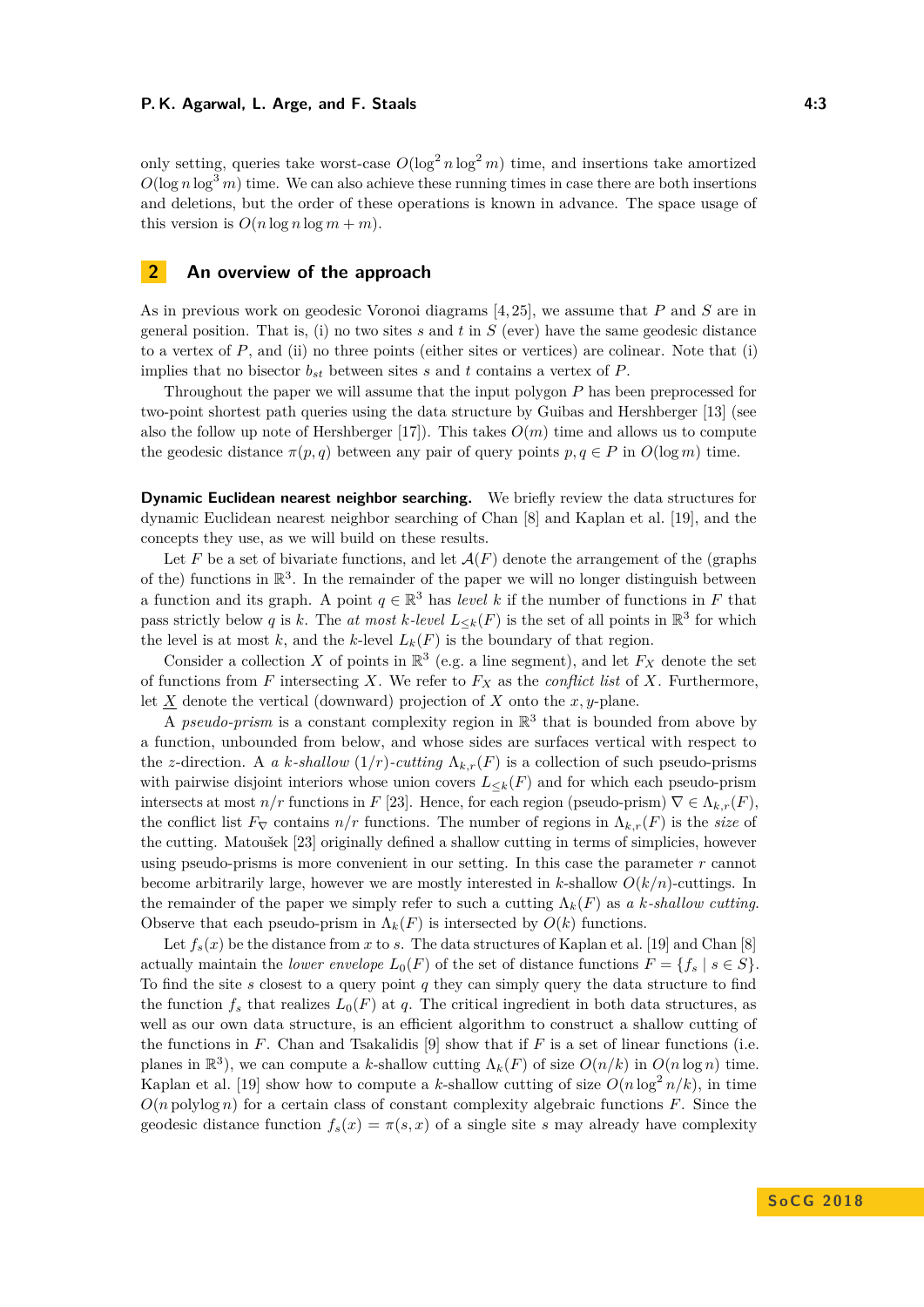only setting, queries take worst-case $O(\log^2 n \log^2 m)$ time, and insertions take amortized $O(\log n \log^3 m)$ time. We can also achieve these running times in case there are both insertions and deletions, but the order of these operations is known in advance. The space usage of this version is $O(n \log n \log m + m)$.

## 2 An overview of the approach

As in previous work on geodesic Voronoi diagrams [4, 25], we assume that $P$ and $S$ are in general position. That is, (i) no two sites $s$ and $t$ in $S$ (ever) have the same geodesic distance to a vertex of $P$, and (ii) no three points (either sites or vertices) are colinear. Note that (i) implies that no bisector $b_{st}$ between sites $s$ and $t$ contains a vertex of $P$.

Throughout the paper we will assume that the input polygon $P$ has been preprocessed for two-point shortest path queries using the data structure by Guibas and Hershberger [13] (see also the follow up note of Hershberger [17]). This takes $O(m)$ time and allows us to compute the geodesic distance $\pi(p, q)$ between any pair of query points $p, q \in P$ in $O(\log m)$ time.

**Dynamic Euclidean nearest neighbor searching.** We briefly review the data structures for dynamic Euclidean nearest neighbor searching of Chan [8] and Kaplan et al. [19], and the concepts they use, as we will build on these results.

Let $F$ be a set of bivariate functions, and let $\mathcal{A}(F)$ denote the arrangement of the (graphs of the) functions in $\mathbb{R}^3$. In the remainder of the paper we will no longer distinguish between a function and its graph. A point $q \in \mathbb{R}^3$ has *level* $k$ if the number of functions in $F$ that pass strictly below $q$ is $k$. The *at most* $k$*-level* $L_{\leq k}(F)$ is the set of all points in $\mathbb{R}^3$ for which the level is at most $k$, and the $k$-level $L_k(F)$ is the boundary of that region.

Consider a collection $X$ of points in $\mathbb{R}^3$ (e.g. a line segment), and let $F_X$ denote the set of functions from $F$ intersecting $X$. We refer to $F_X$ as the *conflict list* of $X$. Furthermore, let $\underline{X}$ denote the vertical (downward) projection of $X$ onto the $x, y$-plane.

A *pseudo-prism* is a constant complexity region in $\mathbb{R}^3$ that is bounded from above by a function, unbounded from below, and whose sides are surfaces vertical with respect to the $z$-direction. A *a* $k$*-shallow* $(1/r)$*-cutting* $\Lambda_{k,r}(F)$ is a collection of such pseudo-prisms with pairwise disjoint interiors whose union covers $L_{\leq k}(F)$ and for which each pseudo-prism intersects at most $n/r$ functions in $F$ [23]. Hence, for each region (pseudo-prism) $\nabla \in \Lambda_{k,r}(F)$, the conflict list $F_\nabla$ contains $n/r$ functions. The number of regions in $\Lambda_{k,r}(F)$ is the *size* of the cutting. Matoušek [23] originally defined a shallow cutting in terms of simplicies, however using pseudo-prisms is more convenient in our setting. In this case the parameter $r$ cannot become arbitrarily large, however we are mostly interested in $k$-shallow $O(k/n)$-cuttings. In the remainder of the paper we simply refer to such a cutting $\Lambda_k(F)$ as *a* $k$*-shallow cutting*. Observe that each pseudo-prism in $\Lambda_k(F)$ is intersected by $O(k)$ functions.

Let $f_s(x)$ be the distance from $x$ to $s$. The data structures of Kaplan et al. [19] and Chan [8] actually maintain the *lower envelope* $L_0(F)$ of the set of distance functions $F = \{f_s \mid s \in S\}$. To find the site $s$ closest to a query point $q$ they can simply query the data structure to find the function $f_s$ that realizes $L_0(F)$ at $q$. The critical ingredient in both data structures, as well as our own data structure, is an efficient algorithm to construct a shallow cutting of the functions in $F$. Chan and Tsakalidis [9] show that if $F$ is a set of linear functions (i.e. planes in $\mathbb{R}^3$), we can compute a $k$-shallow cutting $\Lambda_k(F)$ of size $O(n/k)$ in $O(n \log n)$ time. Kaplan et al. [19] show how to compute a $k$-shallow cutting of size $O(n \log^2 n/k)$, in time $O(n \operatorname{polylog} n)$ for a certain class of constant complexity algebraic functions $F$. Since the geodesic distance function $f_s(x) = \pi(s, x)$ of a single site $s$ may already have complexity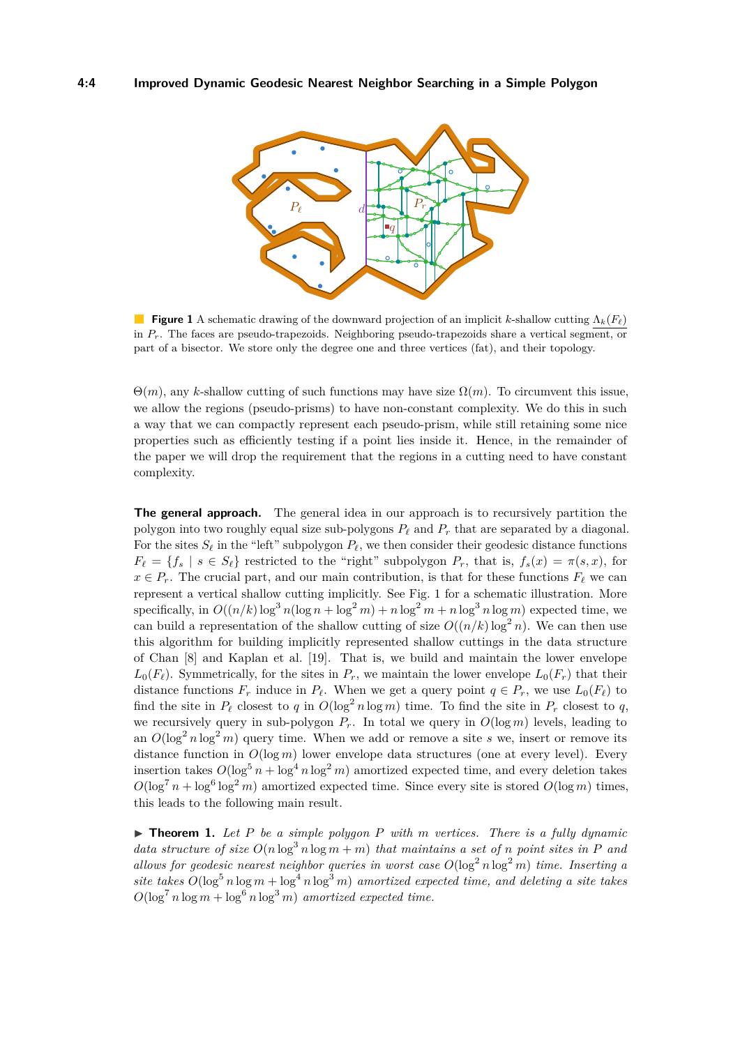**Figure 1** A schematic drawing of the downward projection of an implicit $k$-shallow cutting $\Lambda_k(F_\ell)$ in $P_r$. The faces are pseudo-trapezoids. Neighboring pseudo-trapezoids share a vertical segment, or part of a bisector. We store only the degree one and three vertices (fat), and their topology.

$\Theta(m)$, any $k$-shallow cutting of such functions may have size $\Omega(m)$. To circumvent this issue, we allow the regions (pseudo-prisms) to have non-constant complexity. We do this in such a way that we can compactly represent each pseudo-prism, while still retaining some nice properties such as efficiently testing if a point lies inside it. Hence, in the remainder of the paper we will drop the requirement that the regions in a cutting need to have constant complexity.

**The general approach.** The general idea in our approach is to recursively partition the polygon into two roughly equal size sub-polygons $P_\ell$ and $P_r$ that are separated by a diagonal. For the sites $S_\ell$ in the "left" subpolygon $P_\ell$, we then consider their geodesic distance functions $F_\ell = \{f_s \mid s \in S_\ell\}$ restricted to the "right" subpolygon $P_r$, that is, $f_s(x) = \pi(s, x)$, for $x \in P_r$. The crucial part, and our main contribution, is that for these functions $F_\ell$ we can represent a vertical shallow cutting implicitly. See Fig. 1 for a schematic illustration. More specifically, in $O((n/k) \log^3 n(\log n + \log^2 m) + n \log^2 m + n \log^3 n \log m)$ expected time, we can build a representation of the shallow cutting of size $O((n/k) \log^2 n)$. We can then use this algorithm for building implicitly represented shallow cuttings in the data structure of Chan [8] and Kaplan et al. [19]. That is, we build and maintain the lower envelope $L_0(F_\ell)$. Symmetrically, for the sites in $P_r$, we maintain the lower envelope $L_0(F_r)$ that their distance functions $F_r$ induce in $P_\ell$. When we get a query point $q \in P_r$, we use $L_0(F_\ell)$ to find the site in $P_\ell$ closest to $q$ in $O(\log^2 n \log m)$ time. To find the site in $P_r$ closest to $q$, we recursively query in sub-polygon $P_r$. In total we query in $O(\log m)$ levels, leading to an $O(\log^2 n \log^2 m)$ query time. When we add or remove a site $s$ we, insert or remove its distance function in $O(\log m)$ lower envelope data structures (one at every level). Every insertion takes $O(\log^5 n + \log^4 n \log^2 m)$ amortized expected time, and every deletion takes $O(\log^7 n + \log^6 \log^2 m)$ amortized expected time. Since every site is stored $O(\log m)$ times, this leads to the following main result.

▶ **Theorem 1.** *Let $P$ be a simple polygon $P$ with $m$ vertices. There is a fully dynamic data structure of size $O(n \log^3 n \log m + m)$ that maintains a set of $n$ point sites in $P$ and allows for geodesic nearest neighbor queries in worst case $O(\log^2 n \log^2 m)$ time. Inserting a site takes $O(\log^5 n \log m + \log^4 n \log^3 m)$ amortized expected time, and deleting a site takes $O(\log^7 n \log m + \log^6 n \log^3 m)$ amortized expected time.*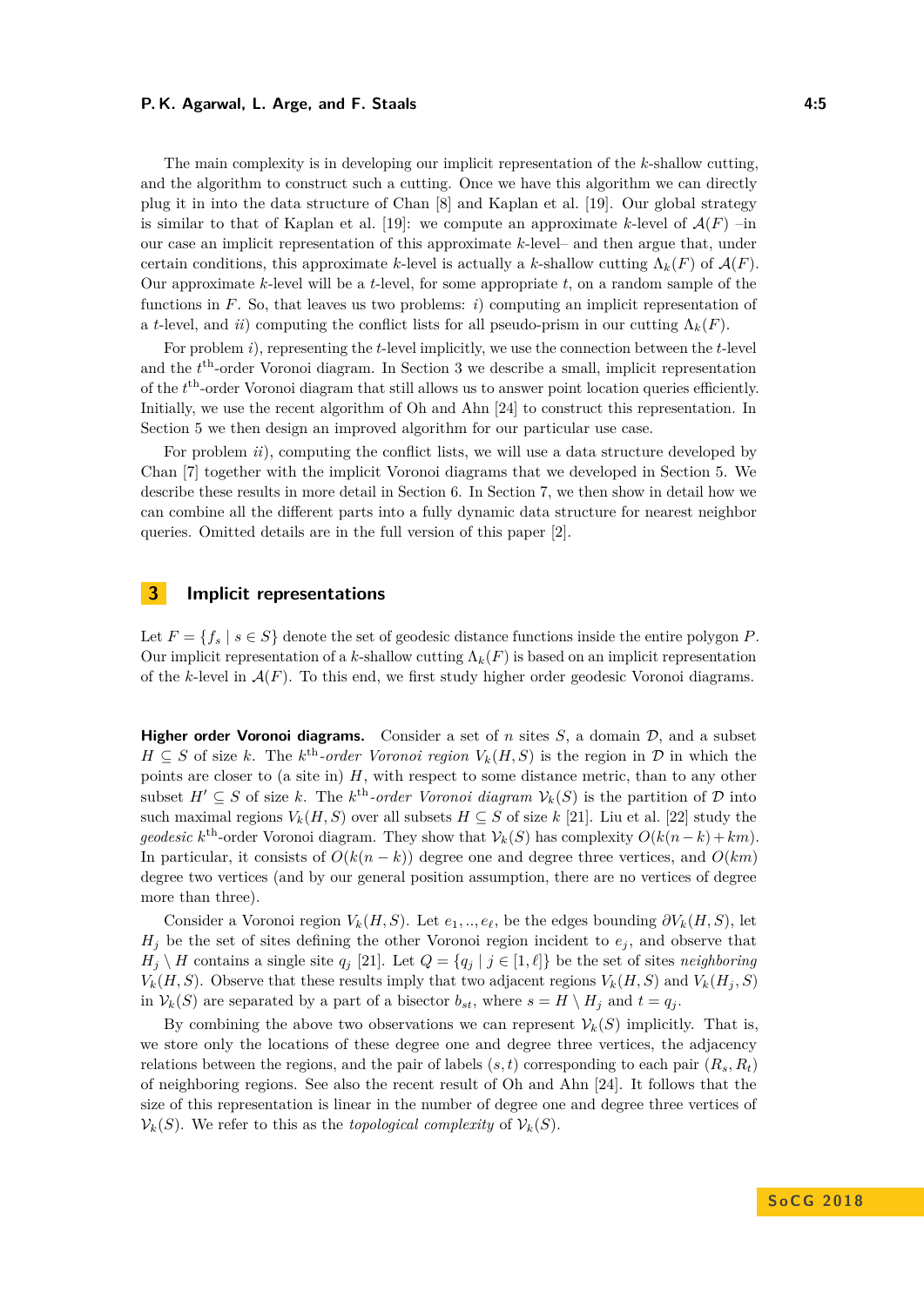The main complexity is in developing our implicit representation of the $k$-shallow cutting, and the algorithm to construct such a cutting. Once we have this algorithm we can directly plug it in into the data structure of Chan [8] and Kaplan et al. [19]. Our global strategy is similar to that of Kaplan et al. [19]: we compute an approximate $k$-level of $\mathcal{A}(F)$ –in our case an implicit representation of this approximate $k$-level– and then argue that, under certain conditions, this approximate $k$-level is actually a $k$-shallow cutting $\Lambda_k(F)$ of $\mathcal{A}(F)$. Our approximate $k$-level will be a $t$-level, for some appropriate $t$, on a random sample of the functions in $F$. So, that leaves us two problems: *i*) computing an implicit representation of a $t$-level, and *ii*) computing the conflict lists for all pseudo-prism in our cutting $\Lambda_k(F)$.

For problem *i*), representing the $t$-level implicitly, we use the connection between the $t$-level and the $t^{\text{th}}$-order Voronoi diagram. In Section 3 we describe a small, implicit representation of the $t^{\text{th}}$-order Voronoi diagram that still allows us to answer point location queries efficiently. Initially, we use the recent algorithm of Oh and Ahn [24] to construct this representation. In Section 5 we then design an improved algorithm for our particular use case.

For problem *ii*), computing the conflict lists, we will use a data structure developed by Chan [7] together with the implicit Voronoi diagrams that we developed in Section 5. We describe these results in more detail in Section 6. In Section 7, we then show in detail how we can combine all the different parts into a fully dynamic data structure for nearest neighbor queries. Omitted details are in the full version of this paper [2].

## 3 Implicit representations

Let $F = \{f_s \mid s \in S\}$ denote the set of geodesic distance functions inside the entire polygon $P$. Our implicit representation of a $k$-shallow cutting $\Lambda_k(F)$ is based on an implicit representation of the $k$-level in $\mathcal{A}(F)$. To this end, we first study higher order geodesic Voronoi diagrams.

**Higher order Voronoi diagrams.** Consider a set of $n$ sites $S$, a domain $\mathcal{D}$, and a subset $H \subseteq S$ of size $k$. The $k^{\text{th}}$*-order Voronoi region* $V_k(H, S)$ is the region in $\mathcal{D}$ in which the points are closer to (a site in) $H$, with respect to some distance metric, than to any other subset $H' \subseteq S$ of size $k$. The $k^{\text{th}}$*-order Voronoi diagram* $\mathcal{V}_k(S)$ is the partition of $\mathcal{D}$ into such maximal regions $V_k(H, S)$ over all subsets $H \subseteq S$ of size $k$ [21]. Liu et al. [22] study the *geodesic* $k^{\text{th}}$-order Voronoi diagram. They show that $\mathcal{V}_k(S)$ has complexity $O(k(n-k)+km)$. In particular, it consists of $O(k(n-k))$ degree one and degree three vertices, and $O(km)$ degree two vertices (and by our general position assumption, there are no vertices of degree more than three).

Consider a Voronoi region $V_k(H, S)$. Let $e_1, .., e_\ell$, be the edges bounding $\partial V_k(H, S)$, let $H_j$ be the set of sites defining the other Voronoi region incident to $e_j$, and observe that $H_j \setminus H$ contains a single site $q_j$ [21]. Let $Q = \{q_j \mid j \in [1, \ell]\}$ be the set of sites *neighboring* $V_k(H, S)$. Observe that these results imply that two adjacent regions $V_k(H, S)$ and $V_k(H_j, S)$ in $\mathcal{V}_k(S)$ are separated by a part of a bisector $b_{st}$, where $s = H \setminus H_j$ and $t = q_j$.

By combining the above two observations we can represent $\mathcal{V}_k(S)$ implicitly. That is, we store only the locations of these degree one and degree three vertices, the adjacency relations between the regions, and the pair of labels $(s, t)$ corresponding to each pair $(R_s, R_t)$ of neighboring regions. See also the recent result of Oh and Ahn [24]. It follows that the size of this representation is linear in the number of degree one and degree three vertices of $\mathcal{V}_k(S)$. We refer to this as the *topological complexity* of $\mathcal{V}_k(S)$.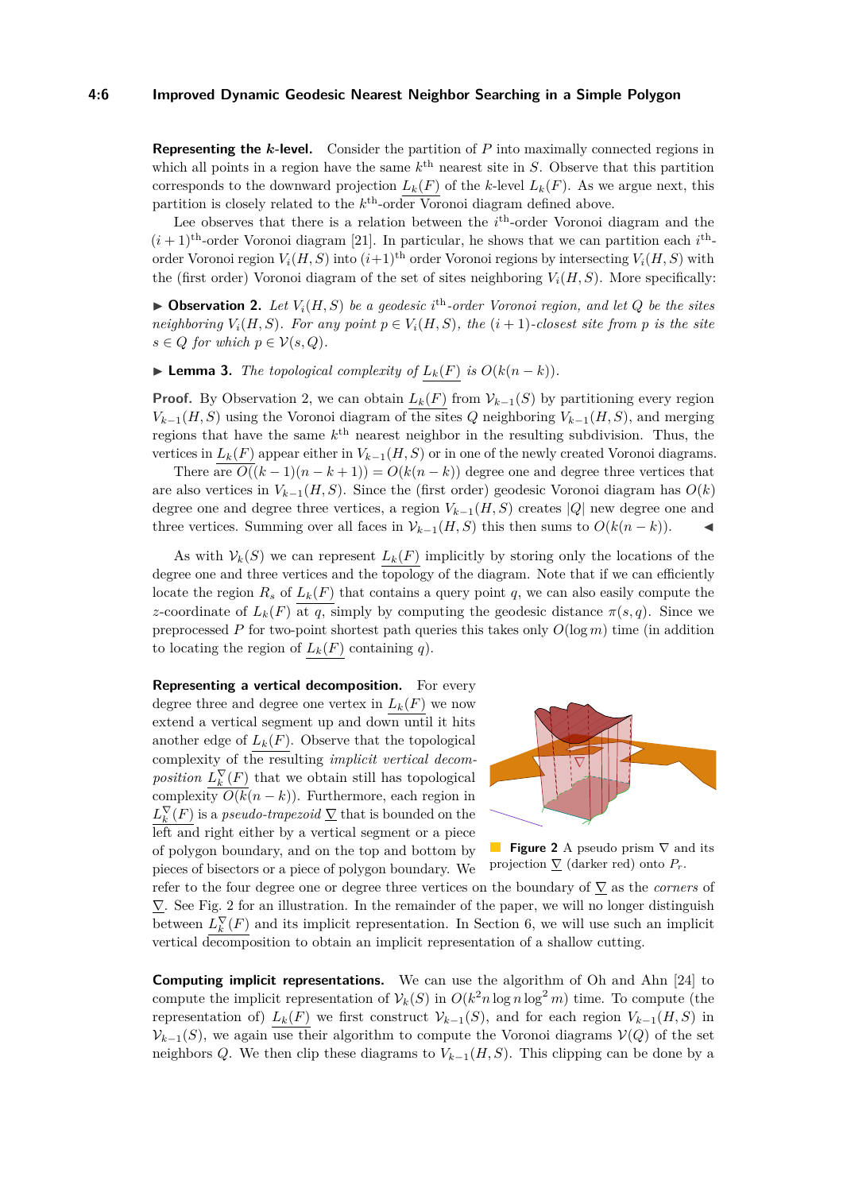**Representing the $k$-level.** Consider the partition of $P$ into maximally connected regions in which all points in a region have the same $k^{\text{th}}$ nearest site in $S$. Observe that this partition corresponds to the downward projection $\underline{L_k(F)}$ of the $k$-level $L_k(F)$. As we argue next, this partition is closely related to the $k^{\text{th}}$-order Voronoi diagram defined above.

Lee observes that there is a relation between the $i^{\text{th}}$-order Voronoi diagram and the $(i+1)^{\text{th}}$-order Voronoi diagram [21]. In particular, he shows that we can partition each $i^{\text{th}}$-order Voronoi region $V_i(H,S)$ into $(i+1)^{\text{th}}$ order Voronoi regions by intersecting $V_i(H,S)$ with the (first order) Voronoi diagram of the set of sites neighboring $V_i(H,S)$. More specifically:

▶ **Observation 2.** *Let $V_i(H,S)$ be a geodesic $i^{\text{th}}$-order Voronoi region, and let $Q$ be the sites neighboring $V_i(H,S)$. For any point $p \in V_i(H,S)$, the $(i+1)$-closest site from $p$ is the site $s \in Q$ for which $p \in \mathcal{V}(s,Q)$.*

▶ **Lemma 3.** *The topological complexity of $\underline{L_k(F)}$ is $O(k(n-k))$.*

**Proof.** By Observation 2, we can obtain $\underline{L_k(F)}$ from $\mathcal{V}_{k-1}(S)$ by partitioning every region $V_{k-1}(H,S)$ using the Voronoi diagram of the sites $Q$ neighboring $V_{k-1}(H,S)$, and merging regions that have the same $k^{\text{th}}$ nearest neighbor in the resulting subdivision. Thus, the vertices in $\underline{L_k(F)}$ appear either in $V_{k-1}(H,S)$ or in one of the newly created Voronoi diagrams.

There are $O((k-1)(n-k+1)) = O(k(n-k))$ degree one and degree three vertices that are also vertices in $V_{k-1}(H,S)$. Since the (first order) geodesic Voronoi diagram has $O(k)$ degree one and degree three vertices, a region $V_{k-1}(H,S)$ creates $|Q|$ new degree one and three vertices. Summing over all faces in $\mathcal{V}_{k-1}(H,S)$ this then sums to $O(k(n-k))$. ◀

As with $\mathcal{V}_k(S)$ we can represent $\underline{L_k(F)}$ implicitly by storing only the locations of the degree one and three vertices and the topology of the diagram. Note that if we can efficiently locate the region $R_s$ of $\underline{L_k(F)}$ that contains a query point $q$, we can also easily compute the $z$-coordinate of $L_k(F)$ at $q$, simply by computing the geodesic distance $\pi(s,q)$. Since we preprocessed $P$ for two-point shortest path queries this takes only $O(\log m)$ time (in addition to locating the region of $\underline{L_k(F)}$ containing $q$).

**Representing a vertical decomposition.** For every degree three and degree one vertex in $\underline{L_k(F)}$ we now extend a vertical segment up and down until it hits another edge of $\underline{L_k(F)}$. Observe that the topological complexity of the resulting *implicit vertical decomposition* $\underline{L_k^\nabla(F)}$ that we obtain still has topological complexity $O(k(n-k))$. Furthermore, each region in $\underline{L_k^\nabla(F)}$ is a *pseudo-trapezoid* $\underline{\nabla}$ that is bounded on the left and right either by a vertical segment or a piece of polygon boundary, and on the top and bottom by pieces of bisectors or a piece of polygon boundary. We refer to the four degree one or degree three vertices on the boundary of $\underline{\nabla}$ as the *corners* of $\underline{\nabla}$. See Fig. 2 for an illustration. In the remainder of the paper, we will no longer distinguish between $\underline{L_k^\nabla(F)}$ and its implicit representation. In Section 6, we will use such an implicit vertical decomposition to obtain an implicit representation of a shallow cutting.

**Figure 2** A pseudo prism $\nabla$ and its projection $\underline{\nabla}$ (darker red) onto $P_r$.

**Computing implicit representations.** We can use the algorithm of Oh and Ahn [24] to compute the implicit representation of $\mathcal{V}_k(S)$ in $O(k^2 n \log n \log^2 m)$ time. To compute (the representation of) $\underline{L_k(F)}$ we first construct $\mathcal{V}_{k-1}(S)$, and for each region $V_{k-1}(H,S)$ in $\mathcal{V}_{k-1}(S)$, we again use their algorithm to compute the Voronoi diagrams $\mathcal{V}(Q)$ of the set neighbors $Q$. We then clip these diagrams to $V_{k-1}(H,S)$. This clipping can be done by a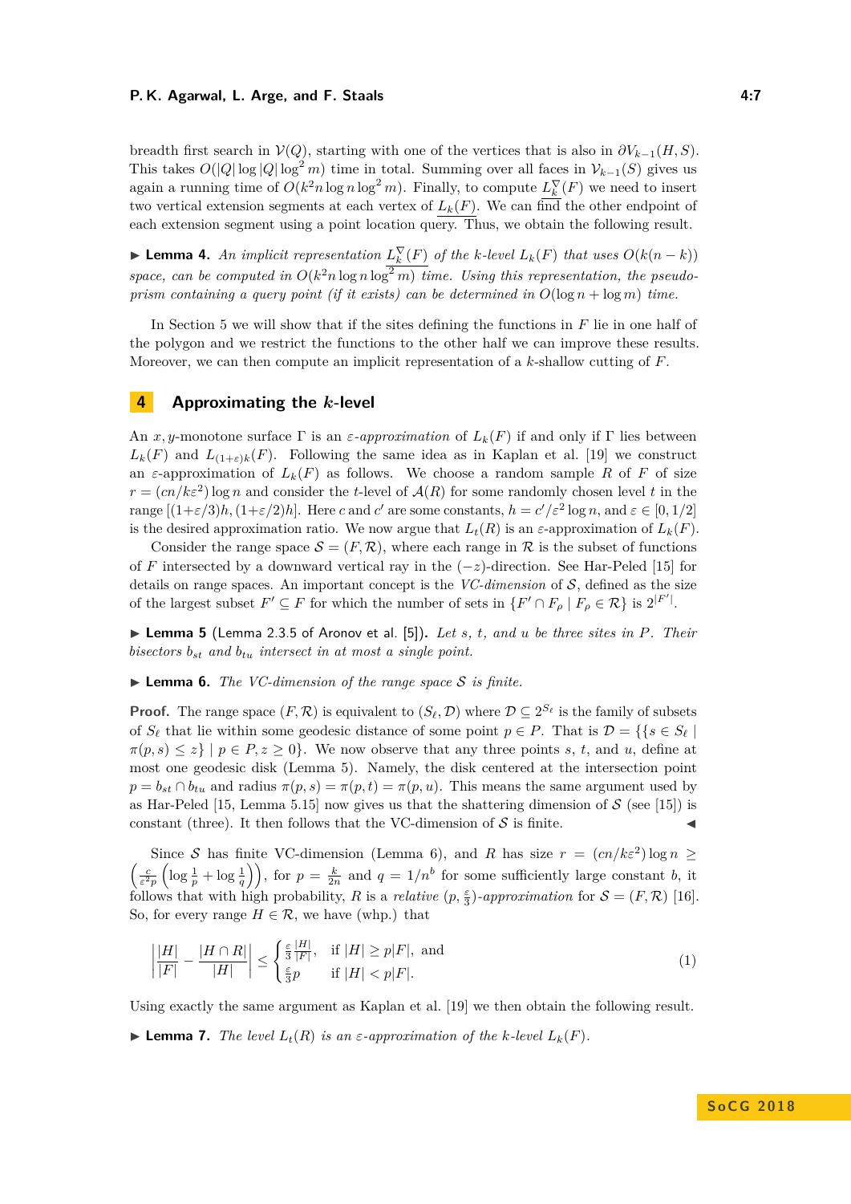breadth first search in $\mathcal{V}(Q)$, starting with one of the vertices that is also in $\partial V_{k-1}(H,S)$. This takes $O(|Q|\log|Q|\log^2 m)$ time in total. Summing over all faces in $\mathcal{V}_{k-1}(S)$ gives us again a running time of $O(k^2 n\log n\log^2 m)$. Finally, to compute $L_k^{\nabla}(F)$ we need to insert two vertical extension segments at each vertex of $L_k(F)$. We can find the other endpoint of each extension segment using a point location query. Thus, we obtain the following result.

▶ **Lemma 4.** *An implicit representation $L_k^{\nabla}(F)$ of the k-level $L_k(F)$ that uses $O(k(n-k))$ space, can be computed in $O(k^2 n\log n\log^2 m)$ time. Using this representation, the pseudo-prism containing a query point (if it exists) can be determined in $O(\log n+\log m)$ time.*

In Section 5 we will show that if the sites defining the functions in $F$ lie in one half of the polygon and we restrict the functions to the other half we can improve these results. Moreover, we can then compute an implicit representation of a $k$-shallow cutting of $F$.

## 4 Approximating the $k$-level

An $x,y$-monotone surface $\Gamma$ is an *$\varepsilon$-approximation* of $L_k(F)$ if and only if $\Gamma$ lies between $L_k(F)$ and $L_{(1+\varepsilon)k}(F)$. Following the same idea as in Kaplan et al. [19] we construct an $\varepsilon$-approximation of $L_k(F)$ as follows. We choose a random sample $R$ of $F$ of size $r=(cn/k\varepsilon^2)\log n$ and consider the $t$-level of $\mathcal{A}(R)$ for some randomly chosen level $t$ in the range $[(1+\varepsilon/3)h,(1+\varepsilon/2)h]$. Here $c$ and $c'$ are some constants, $h=c'/\varepsilon^2\log n$, and $\varepsilon\in[0,1/2]$ is the desired approximation ratio. We now argue that $L_t(R)$ is an $\varepsilon$-approximation of $L_k(F)$.

Consider the range space $\mathcal{S}=(F,\mathcal{R})$, where each range in $\mathcal{R}$ is the subset of functions of $F$ intersected by a downward vertical ray in the $(-z)$-direction. See Har-Peled [15] for details on range spaces. An important concept is the *VC-dimension* of $\mathcal{S}$, defined as the size of the largest subset $F'\subseteq F$ for which the number of sets in $\{F'\cap F_\rho \mid F_\rho\in\mathcal{R}\}$ is $2^{|F'|}$.

▶ **Lemma 5** (Lemma 2.3.5 of Aronov et al. [5]). *Let $s$, $t$, and $u$ be three sites in $P$. Their bisectors $b_{st}$ and $b_{tu}$ intersect in at most a single point.*

▶ **Lemma 6.** *The VC-dimension of the range space $\mathcal{S}$ is finite.*

**Proof.** The range space $(F,\mathcal{R})$ is equivalent to $(S_\ell,\mathcal{D})$ where $\mathcal{D}\subseteq 2^{S_\ell}$ is the family of subsets of $S_\ell$ that lie within some geodesic distance of some point $p\in P$. That is $\mathcal{D}=\{\{s\in S_\ell \mid \pi(p,s)\leq z\}\mid p\in P, z\geq 0\}$. We now observe that any three points $s$, $t$, and $u$, define at most one geodesic disk (Lemma 5). Namely, the disk centered at the intersection point $p=b_{st}\cap b_{tu}$ and radius $\pi(p,s)=\pi(p,t)=\pi(p,u)$. This means the same argument used by as Har-Peled [15, Lemma 5.15] now gives us that the shattering dimension of $\mathcal{S}$ (see [15]) is constant (three). It then follows that the VC-dimension of $\mathcal{S}$ is finite. ◀

Since $\mathcal{S}$ has finite VC-dimension (Lemma 6), and $R$ has size $r=(cn/k\varepsilon^2)\log n\geq\left(\frac{c}{\varepsilon^2 p}\left(\log\frac{1}{p}+\log\frac{1}{q}\right)\right)$, for $p=\frac{k}{2n}$ and $q=1/n^b$ for some sufficiently large constant $b$, it follows that with high probability, $R$ is a *relative $(p,\frac{\varepsilon}{3})$-approximation* for $\mathcal{S}=(F,\mathcal{R})$ [16]. So, for every range $H\in\mathcal{R}$, we have (whp.) that

$$\left|\frac{|H|}{|F|}-\frac{|H\cap R|}{|H|}\right|\leq\begin{cases}\frac{\varepsilon}{3}\frac{|H|}{|F|}, & \text{if } |H|\geq p|F|, \text{ and}\\ \frac{\varepsilon}{3}p & \text{if } |H|<p|F|.\end{cases}\tag{1}$$

Using exactly the same argument as Kaplan et al. [19] we then obtain the following result.

▶ **Lemma 7.** *The level $L_t(R)$ is an $\varepsilon$-approximation of the k-level $L_k(F)$.*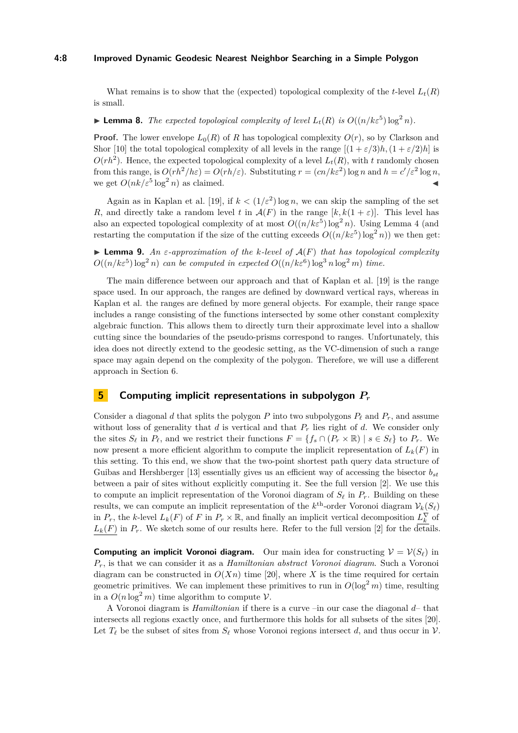What remains is to show that the (expected) topological complexity of the $t$-level $L_t(R)$ is small.

▶ **Lemma 8.** *The expected topological complexity of level $L_t(R)$ is $O((n/k\varepsilon^5)\log^2 n)$.*

**Proof.** The lower envelope $L_0(R)$ of $R$ has topological complexity $O(r)$, so by Clarkson and Shor [10] the total topological complexity of all levels in the range $[(1+\varepsilon/3)h,(1+\varepsilon/2)h]$ is $O(rh^2)$. Hence, the expected topological complexity of a level $L_t(R)$, with $t$ randomly chosen from this range, is $O(rh^2/h\varepsilon) = O(rh/\varepsilon)$. Substituting $r = (cn/k\varepsilon^2)\log n$ and $h = c'/\varepsilon^2 \log n$, we get $O(nk/\varepsilon^5 \log^2 n)$ as claimed. ◀

Again as in Kaplan et al. [19], if $k < (1/\varepsilon^2)\log n$, we can skip the sampling of the set $R$, and directly take a random level $t$ in $\mathcal{A}(F)$ in the range $[k, k(1+\varepsilon)]$. This level has also an expected topological complexity of at most $O((n/k\varepsilon^5)\log^2 n)$. Using Lemma 4 (and restarting the computation if the size of the cutting exceeds $O((n/k\varepsilon^5)\log^2 n)$) we then get:

▶ **Lemma 9.** *An $\varepsilon$-approximation of the $k$-level of $\mathcal{A}(F)$ that has topological complexity $O((n/k\varepsilon^5)\log^2 n)$ can be computed in expected $O((n/k\varepsilon^6)\log^3 n \log^2 m)$ time.*

The main difference between our approach and that of Kaplan et al. [19] is the range space used. In our approach, the ranges are defined by downward vertical rays, whereas in Kaplan et al. the ranges are defined by more general objects. For example, their range space includes a range consisting of the functions intersected by some other constant complexity algebraic function. This allows them to directly turn their approximate level into a shallow cutting since the boundaries of the pseudo-prisms correspond to ranges. Unfortunately, this idea does not directly extend to the geodesic setting, as the VC-dimension of such a range space may again depend on the complexity of the polygon. Therefore, we will use a different approach in Section 6.

## 5 Computing implicit representations in subpolygon $P_r$

Consider a diagonal $d$ that splits the polygon $P$ into two subpolygons $P_\ell$ and $P_r$, and assume without loss of generality that $d$ is vertical and that $P_r$ lies right of $d$. We consider only the sites $S_\ell$ in $P_\ell$, and we restrict their functions $F = \{f_s \cap (P_r \times \mathbb{R}) \mid s \in S_\ell\}$ to $P_r$. We now present a more efficient algorithm to compute the implicit representation of $L_k(F)$ in this setting. To this end, we show that the two-point shortest path query data structure of Guibas and Hershberger [13] essentially gives us an efficient way of accessing the bisector $b_{st}$ between a pair of sites without explicitly computing it. See the full version [2]. We use this to compute an implicit representation of the Voronoi diagram of $S_\ell$ in $P_r$. Building on these results, we can compute an implicit representation of the $k^{\text{th}}$-order Voronoi diagram $\mathcal{V}_k(S_\ell)$ in $P_r$, the $k$-level $L_k(F)$ of $F$ in $P_r \times \mathbb{R}$, and finally an implicit vertical decomposition $L_k^\nabla$ of $L_k(F)$ in $P_r$. We sketch some of our results here. Refer to the full version [2] for the details.

**Computing an implicit Voronoi diagram.** Our main idea for constructing $\mathcal{V} = \mathcal{V}(S_\ell)$ in $P_r$, is that we can consider it as a *Hamiltonian abstract Voronoi diagram*. Such a Voronoi diagram can be constructed in $O(Xn)$ time [20], where $X$ is the time required for certain geometric primitives. We can implement these primitives to run in $O(\log^2 m)$ time, resulting in a $O(n\log^2 m)$ time algorithm to compute $\mathcal{V}$.

A Voronoi diagram is *Hamiltonian* if there is a curve –in our case the diagonal $d$– that intersects all regions exactly once, and furthermore this holds for all subsets of the sites [20]. Let $T_\ell$ be the subset of sites from $S_\ell$ whose Voronoi regions intersect $d$, and thus occur in $\mathcal{V}$.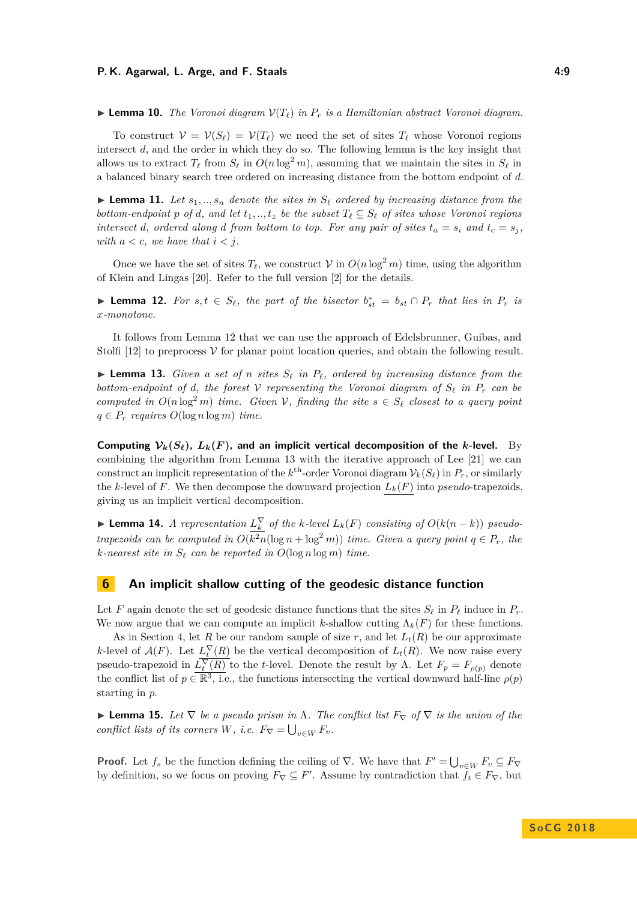▶ **Lemma 10.** *The Voronoi diagram $\mathcal{V}(T_\ell)$ in $P_r$ is a Hamiltonian abstract Voronoi diagram.*

To construct $\mathcal{V} = \mathcal{V}(S_\ell) = \mathcal{V}(T_\ell)$ we need the set of sites $T_\ell$ whose Voronoi regions intersect $d$, and the order in which they do so. The following lemma is the key insight that allows us to extract $T_\ell$ from $S_\ell$ in $O(n \log^2 m)$, assuming that we maintain the sites in $S_\ell$ in a balanced binary search tree ordered on increasing distance from the bottom endpoint of $d$.

▶ **Lemma 11.** *Let $s_1,..,s_n$ denote the sites in $S_\ell$ ordered by increasing distance from the bottom-endpoint $p$ of $d$, and let $t_1,..,t_z$ be the subset $T_\ell \subseteq S_\ell$ of sites whose Voronoi regions intersect $d$, ordered along $d$ from bottom to top. For any pair of sites $t_a = s_i$ and $t_c = s_j$, with $a < c$, we have that $i < j$.*

Once we have the set of sites $T_\ell$, we construct $\mathcal{V}$ in $O(n \log^2 m)$ time, using the algorithm of Klein and Lingas [20]. Refer to the full version [2] for the details.

▶ **Lemma 12.** *For $s, t \in S_\ell$, the part of the bisector $b^*_{st} = b_{st} \cap P_r$ that lies in $P_r$ is $x$-monotone.*

It follows from Lemma 12 that we can use the approach of Edelsbrunner, Guibas, and Stolfi [12] to preprocess $\mathcal{V}$ for planar point location queries, and obtain the following result.

▶ **Lemma 13.** *Given a set of $n$ sites $S_\ell$ in $P_\ell$, ordered by increasing distance from the bottom-endpoint of $d$, the forest $\mathcal{V}$ representing the Voronoi diagram of $S_\ell$ in $P_r$ can be computed in $O(n \log^2 m)$ time. Given $\mathcal{V}$, finding the site $s \in S_\ell$ closest to a query point $q \in P_r$ requires $O(\log n \log m)$ time.*

**Computing $\mathcal{V}_k(S_\ell)$, $L_k(F)$, and an implicit vertical decomposition of the $k$-level.** By combining the algorithm from Lemma 13 with the iterative approach of Lee [21] we can construct an implicit representation of the $k^{\text{th}}$-order Voronoi diagram $\mathcal{V}_k(S_\ell)$ in $P_r$, or similarly the $k$-level of $F$. We then decompose the downward projection $\underline{L_k(F)}$ into *pseudo*-trapezoids, giving us an implicit vertical decomposition.

▶ **Lemma 14.** *A representation $L^\nabla_k$ of the $k$-level $L_k(F)$ consisting of $O(k(n-k))$ pseudo-trapezoids can be computed in $O(k^2 n(\log n + \log^2 m))$ time. Given a query point $q \in P_r$, the $k$-nearest site in $S_\ell$ can be reported in $O(\log n \log m)$ time.*

## 6 An implicit shallow cutting of the geodesic distance function

Let $F$ again denote the set of geodesic distance functions that the sites $S_\ell$ in $P_\ell$ induce in $P_r$. We now argue that we can compute an implicit $k$-shallow cutting $\Lambda_k(F)$ for these functions.

As in Section 4, let $R$ be our random sample of size $r$, and let $L_t(R)$ be our approximate $k$-level of $\mathcal{A}(F)$. Let $L^\nabla_t(R)$ be the vertical decomposition of $L_t(R)$. We now raise every pseudo-trapezoid in $\underline{L^\nabla_t(R)}$ to the $t$-level. Denote the result by $\Lambda$. Let $F_p = F_{\rho(p)}$ denote the conflict list of $p \in \mathbb{R}^3$, i.e., the functions intersecting the vertical downward half-line $\rho(p)$ starting in $p$.

▶ **Lemma 15.** *Let $\nabla$ be a pseudo prism in $\Lambda$. The conflict list $F_\nabla$ of $\nabla$ is the union of the conflict lists of its corners $W$, i.e. $F_\nabla = \bigcup_{v \in W} F_v$.*

**Proof.** Let $f_s$ be the function defining the ceiling of $\nabla$. We have that $F' = \bigcup_{v \in W} F_v \subseteq F_\nabla$ by definition, so we focus on proving $F_\nabla \subseteq F'$. Assume by contradiction that $f_t \in F_\nabla$, but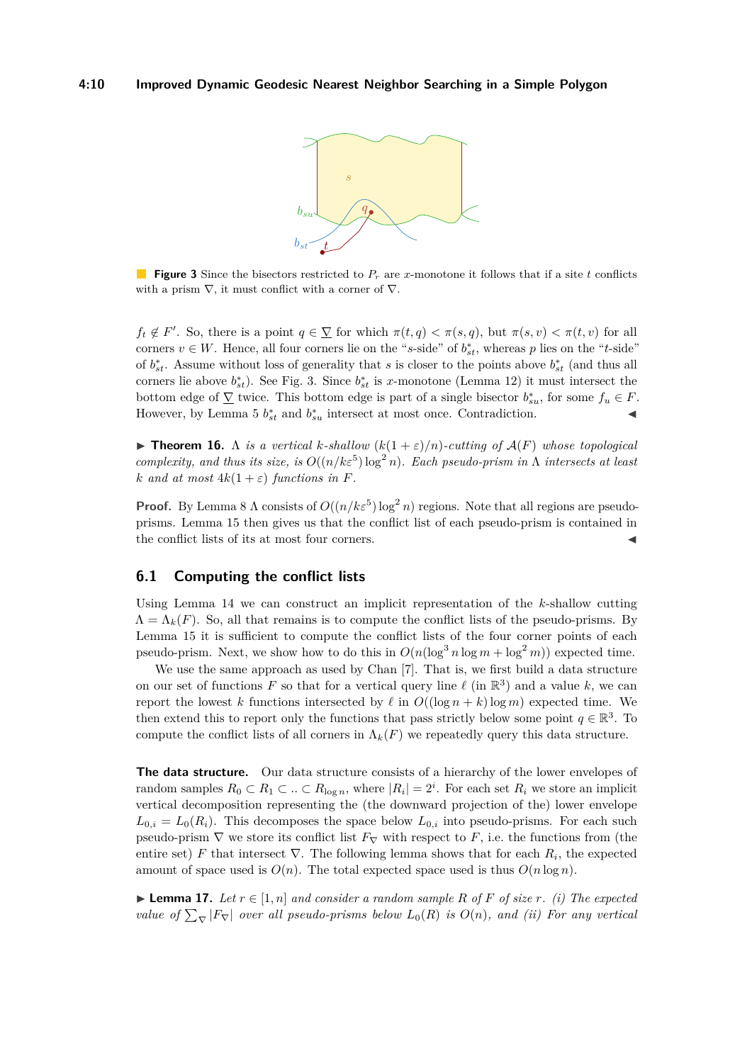**Figure 3** Since the bisectors restricted to $P_r$ are $x$-monotone it follows that if a site $t$ conflicts with a prism $\nabla$, it must conflict with a corner of $\nabla$.

$f_t \notin F'$. So, there is a point $q \in \underline{\nabla}$ for which $\pi(t,q) < \pi(s,q)$, but $\pi(s,v) < \pi(t,v)$ for all corners $v \in W$. Hence, all four corners lie on the "$s$-side" of $b^*_{st}$, whereas $p$ lies on the "$t$-side" of $b^*_{st}$. Assume without loss of generality that $s$ is closer to the points above $b^*_{st}$ (and thus all corners lie above $b^*_{st}$). See Fig. 3. Since $b^*_{st}$ is $x$-monotone (Lemma 12) it must intersect the bottom edge of $\underline{\nabla}$ twice. This bottom edge is part of a single bisector $b^*_{su}$, for some $f_u \in F$. However, by Lemma 5 $b^*_{st}$ and $b^*_{su}$ intersect at most once. Contradiction. ◀

▶ **Theorem 16.** *$\Lambda$ is a vertical $k$-shallow $(k(1+\varepsilon)/n)$-cutting of $\mathcal{A}(F)$ whose topological complexity, and thus its size, is $O((n/k\varepsilon^5)\log^2 n)$. Each pseudo-prism in $\Lambda$ intersects at least $k$ and at most $4k(1+\varepsilon)$ functions in $F$.*

**Proof.** By Lemma 8 $\Lambda$ consists of $O((n/k\varepsilon^5)\log^2 n)$ regions. Note that all regions are pseudo-prisms. Lemma 15 then gives us that the conflict list of each pseudo-prism is contained in the conflict lists of its at most four corners. ◀

## 6.1 Computing the conflict lists

Using Lemma 14 we can construct an implicit representation of the $k$-shallow cutting $\Lambda = \Lambda_k(F)$. So, all that remains is to compute the conflict lists of the pseudo-prisms. By Lemma 15 it is sufficient to compute the conflict lists of the four corner points of each pseudo-prism. Next, we show how to do this in $O(n(\log^3 n \log m + \log^2 m))$ expected time.

We use the same approach as used by Chan [7]. That is, we first build a data structure on our set of functions $F$ so that for a vertical query line $\ell$ (in $\mathbb{R}^3$) and a value $k$, we can report the lowest $k$ functions intersected by $\ell$ in $O((\log n + k)\log m)$ expected time. We then extend this to report only the functions that pass strictly below some point $q \in \mathbb{R}^3$. To compute the conflict lists of all corners in $\Lambda_k(F)$ we repeatedly query this data structure.

**The data structure.** Our data structure consists of a hierarchy of the lower envelopes of random samples $R_0 \subset R_1 \subset .. \subset R_{\log n}$, where $|R_i| = 2^i$. For each set $R_i$ we store an implicit vertical decomposition representing the (the downward projection of the) lower envelope $L_{0,i} = L_0(R_i)$. This decomposes the space below $L_{0,i}$ into pseudo-prisms. For each such pseudo-prism $\nabla$ we store its conflict list $F_\nabla$ with respect to $F$, i.e. the functions from (the entire set) $F$ that intersect $\nabla$. The following lemma shows that for each $R_i$, the expected amount of space used is $O(n)$. The total expected space used is thus $O(n \log n)$.

▶ **Lemma 17.** *Let $r \in [1,n]$ and consider a random sample $R$ of $F$ of size $r$. (i) The expected value of $\sum_\nabla |F_\nabla|$ over all pseudo-prisms below $L_0(R)$ is $O(n)$, and (ii) For any vertical*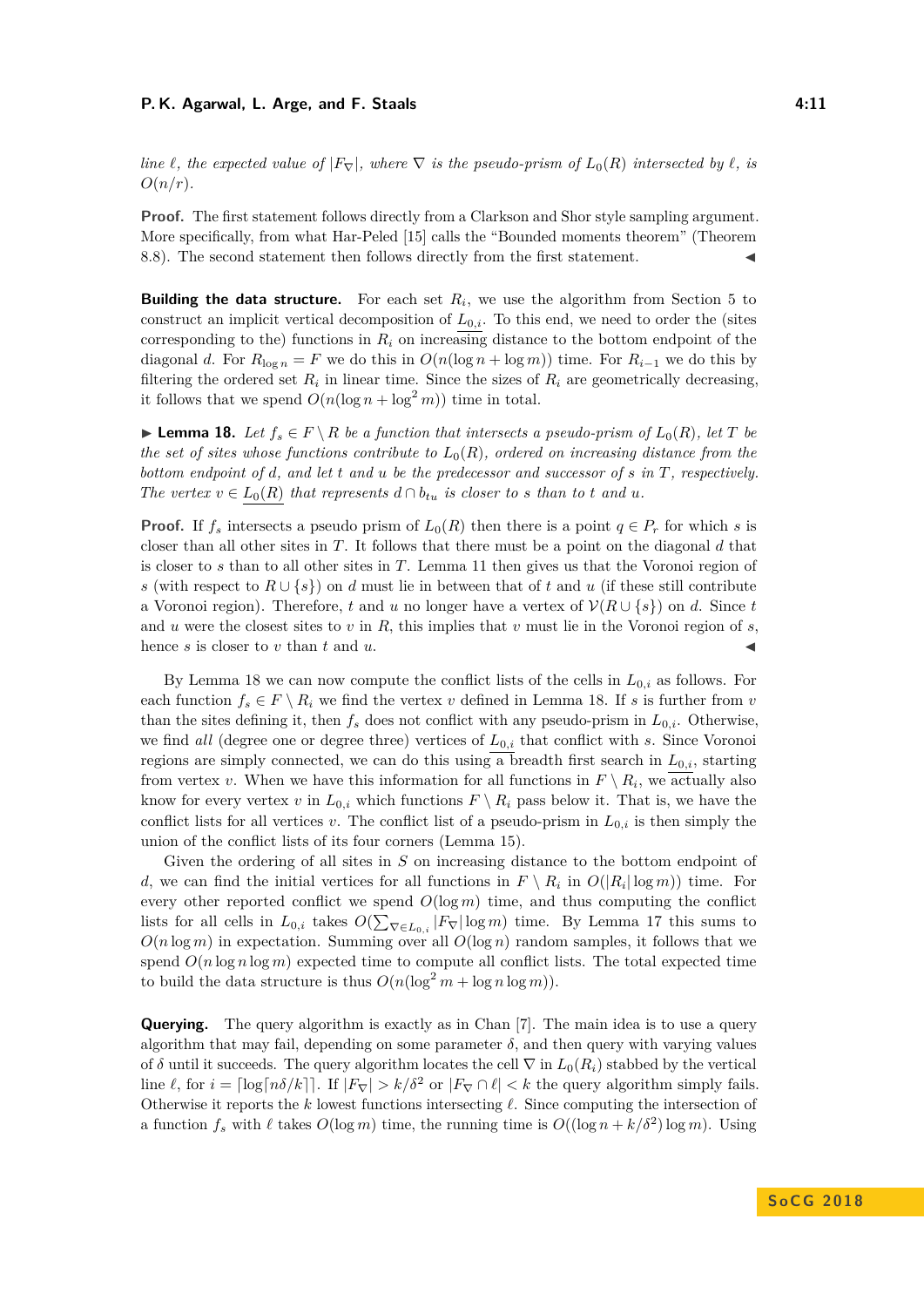*line $\ell$, the expected value of $|F_\nabla|$, where $\nabla$ is the pseudo-prism of $L_0(R)$ intersected by $\ell$, is $O(n/r)$.*

**Proof.** The first statement follows directly from a Clarkson and Shor style sampling argument. More specifically, from what Har-Peled [15] calls the "Bounded moments theorem" (Theorem 8.8). The second statement then follows directly from the first statement. ◀

**Building the data structure.** For each set $R_i$, we use the algorithm from Section 5 to construct an implicit vertical decomposition of $\underline{L_{0,i}}$. To this end, we need to order the (sites corresponding to the) functions in $R_i$ on increasing distance to the bottom endpoint of the diagonal $d$. For $R_{\log n} = F$ we do this in $O(n(\log n + \log m))$ time. For $R_{i-1}$ we do this by filtering the ordered set $R_i$ in linear time. Since the sizes of $R_i$ are geometrically decreasing, it follows that we spend $O(n(\log n + \log^2 m))$ time in total.

▶ **Lemma 18.** *Let $f_s \in F \setminus R$ be a function that intersects a pseudo-prism of $L_0(R)$, let $T$ be the set of sites whose functions contribute to $L_0(R)$, ordered on increasing distance from the bottom endpoint of $d$, and let $t$ and $u$ be the predecessor and successor of $s$ in $T$, respectively. The vertex $v \in \underline{L_0(R)}$ that represents $d \cap b_{tu}$ is closer to $s$ than to $t$ and $u$.*

**Proof.** If $f_s$ intersects a pseudo prism of $L_0(R)$ then there is a point $q \in P_r$ for which $s$ is closer than all other sites in $T$. It follows that there must be a point on the diagonal $d$ that is closer to $s$ than to all other sites in $T$. Lemma 11 then gives us that the Voronoi region of $s$ (with respect to $R \cup \{s\}$) on $d$ must lie in between that of $t$ and $u$ (if these still contribute a Voronoi region). Therefore, $t$ and $u$ no longer have a vertex of $\mathcal{V}(R \cup \{s\})$ on $d$. Since $t$ and $u$ were the closest sites to $v$ in $R$, this implies that $v$ must lie in the Voronoi region of $s$, hence $s$ is closer to $v$ than $t$ and $u$. ◀

By Lemma 18 we can now compute the conflict lists of the cells in $L_{0,i}$ as follows. For each function $f_s \in F \setminus R_i$ we find the vertex $v$ defined in Lemma 18. If $s$ is further from $v$ than the sites defining it, then $f_s$ does not conflict with any pseudo-prism in $L_{0,i}$. Otherwise, we find *all* (degree one or degree three) vertices of $\underline{L_{0,i}}$ that conflict with $s$. Since Voronoi regions are simply connected, we can do this using a breadth first search in $\underline{L_{0,i}}$, starting from vertex $v$. When we have this information for all functions in $F \setminus R_i$, we actually also know for every vertex $v$ in $L_{0,i}$ which functions $F \setminus R_i$ pass below it. That is, we have the conflict lists for all vertices $v$. The conflict list of a pseudo-prism in $L_{0,i}$ is then simply the union of the conflict lists of its four corners (Lemma 15).

Given the ordering of all sites in $S$ on increasing distance to the bottom endpoint of $d$, we can find the initial vertices for all functions in $F \setminus R_i$ in $O(|R_i| \log m))$ time. For every other reported conflict we spend $O(\log m)$ time, and thus computing the conflict lists for all cells in $L_{0,i}$ takes $O(\sum_{\nabla \in L_{0,i}} |F_\nabla| \log m)$ time. By Lemma 17 this sums to $O(n \log m)$ in expectation. Summing over all $O(\log n)$ random samples, it follows that we spend $O(n \log n \log m)$ expected time to compute all conflict lists. The total expected time to build the data structure is thus $O(n(\log^2 m + \log n \log m))$.

**Querying.** The query algorithm is exactly as in Chan [7]. The main idea is to use a query algorithm that may fail, depending on some parameter $\delta$, and then query with varying values of $\delta$ until it succeeds. The query algorithm locates the cell $\nabla$ in $L_0(R_i)$ stabbed by the vertical line $\ell$, for $i = \lceil \log \lceil n\delta/k \rceil \rceil$. If $|F_\nabla| > k/\delta^2$ or $|F_\nabla \cap \ell| < k$ the query algorithm simply fails. Otherwise it reports the $k$ lowest functions intersecting $\ell$. Since computing the intersection of a function $f_s$ with $\ell$ takes $O(\log m)$ time, the running time is $O((\log n + k/\delta^2) \log m)$. Using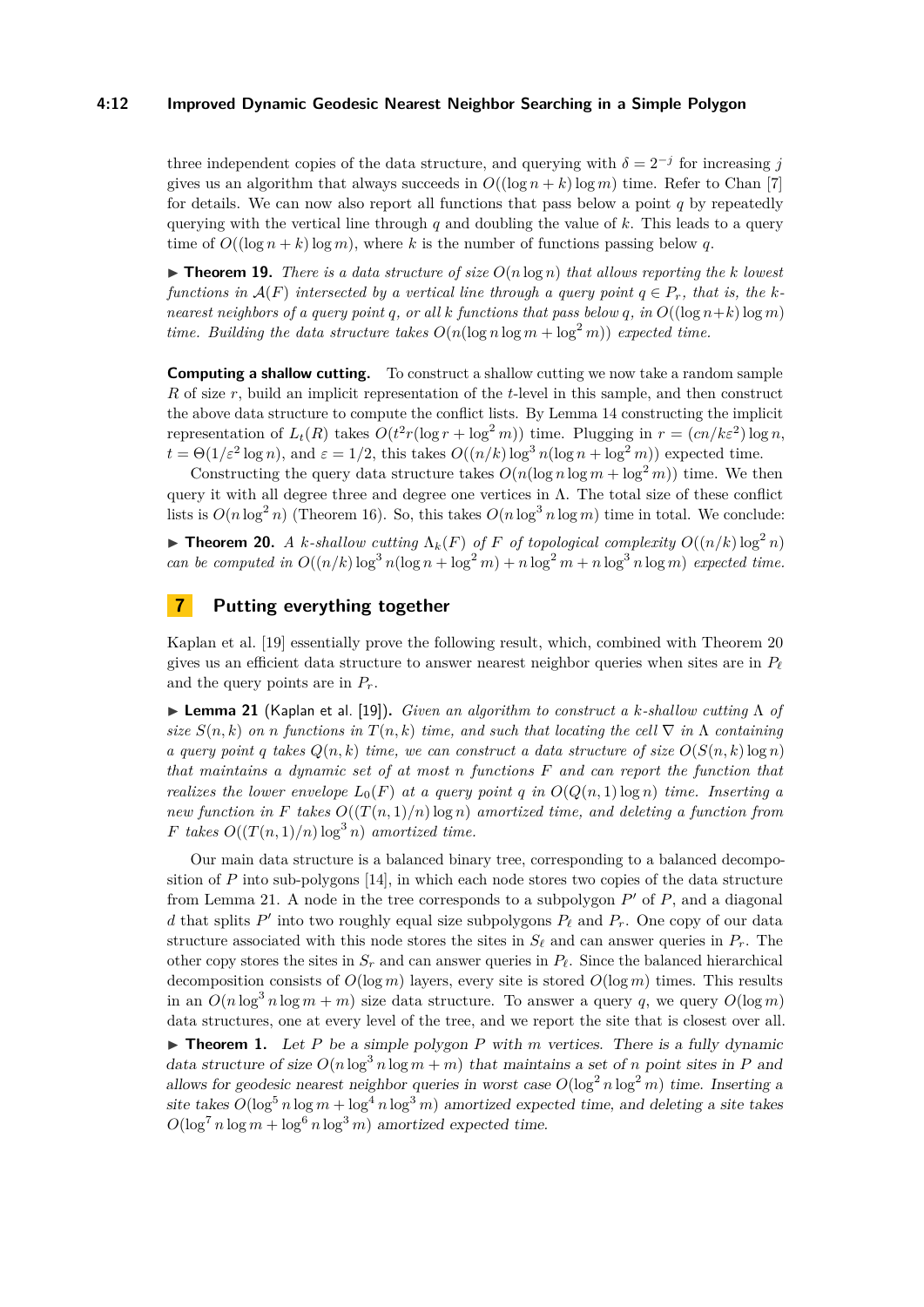three independent copies of the data structure, and querying with $\delta = 2^{-j}$ for increasing $j$ gives us an algorithm that always succeeds in $O((\log n + k) \log m)$ time. Refer to Chan [7] for details. We can now also report all functions that pass below a point $q$ by repeatedly querying with the vertical line through $q$ and doubling the value of $k$. This leads to a query time of $O((\log n + k) \log m)$, where $k$ is the number of functions passing below $q$.

▶ **Theorem 19.** *There is a data structure of size $O(n \log n)$ that allows reporting the $k$ lowest functions in $\mathcal{A}(F)$ intersected by a vertical line through a query point $q \in P_r$, that is, the $k$-nearest neighbors of a query point $q$, or all $k$ functions that pass below $q$, in $O((\log n + k) \log m)$ time. Building the data structure takes $O(n(\log n \log m + \log^2 m))$ expected time.*

**Computing a shallow cutting.** To construct a shallow cutting we now take a random sample $R$ of size $r$, build an implicit representation of the $t$-level in this sample, and then construct the above data structure to compute the conflict lists. By Lemma 14 constructing the implicit representation of $L_t(R)$ takes $O(t^2 r(\log r + \log^2 m))$ time. Plugging in $r = (cn/k\varepsilon^2) \log n$, $t = \Theta(1/\varepsilon^2 \log n)$, and $\varepsilon = 1/2$, this takes $O((n/k) \log^3 n(\log n + \log^2 m))$ expected time.

Constructing the query data structure takes $O(n(\log n \log m + \log^2 m))$ time. We then query it with all degree three and degree one vertices in $\Lambda$. The total size of these conflict lists is $O(n \log^2 n)$ (Theorem 16). So, this takes $O(n \log^3 n \log m)$ time in total. We conclude:

▶ **Theorem 20.** *A $k$-shallow cutting $\Lambda_k(F)$ of $F$ of topological complexity $O((n/k) \log^2 n)$ can be computed in $O((n/k) \log^3 n(\log n + \log^2 m) + n \log^2 m + n \log^3 n \log m)$ expected time.*

## 7 Putting everything together

Kaplan et al. [19] essentially prove the following result, which, combined with Theorem 20 gives us an efficient data structure to answer nearest neighbor queries when sites are in $P_\ell$ and the query points are in $P_r$.

▶ **Lemma 21** (Kaplan et al. [19]). *Given an algorithm to construct a $k$-shallow cutting $\Lambda$ of size $S(n, k)$ on $n$ functions in $T(n, k)$ time, and such that locating the cell $\nabla$ in $\Lambda$ containing a query point $q$ takes $Q(n, k)$ time, we can construct a data structure of size $O(S(n, k) \log n)$ that maintains a dynamic set of at most $n$ functions $F$ and can report the function that realizes the lower envelope $L_0(F)$ at a query point $q$ in $O(Q(n, 1) \log n)$ time. Inserting a new function in $F$ takes $O((T(n, 1)/n) \log n)$ amortized time, and deleting a function from $F$ takes $O((T(n, 1)/n) \log^3 n)$ amortized time.*

Our main data structure is a balanced binary tree, corresponding to a balanced decomposition of $P$ into sub-polygons [14], in which each node stores two copies of the data structure from Lemma 21. A node in the tree corresponds to a subpolygon $P'$ of $P$, and a diagonal $d$ that splits $P'$ into two roughly equal size subpolygons $P_\ell$ and $P_r$. One copy of our data structure associated with this node stores the sites in $S_\ell$ and can answer queries in $P_r$. The other copy stores the sites in $S_r$ and can answer queries in $P_\ell$. Since the balanced hierarchical decomposition consists of $O(\log m)$ layers, every site is stored $O(\log m)$ times. This results in an $O(n \log^3 n \log m + m)$ size data structure. To answer a query $q$, we query $O(\log m)$ data structures, one at every level of the tree, and we report the site that is closest over all.

▶ **Theorem 1.** *Let $P$ be a simple polygon $P$ with $m$ vertices. There is a fully dynamic data structure of size $O(n \log^3 n \log m + m)$ that maintains a set of $n$ point sites in $P$ and allows for geodesic nearest neighbor queries in worst case $O(\log^2 n \log^2 m)$ time. Inserting a site takes $O(\log^5 n \log m + \log^4 n \log^3 m)$ amortized expected time, and deleting a site takes $O(\log^7 n \log m + \log^6 n \log^3 m)$ amortized expected time.*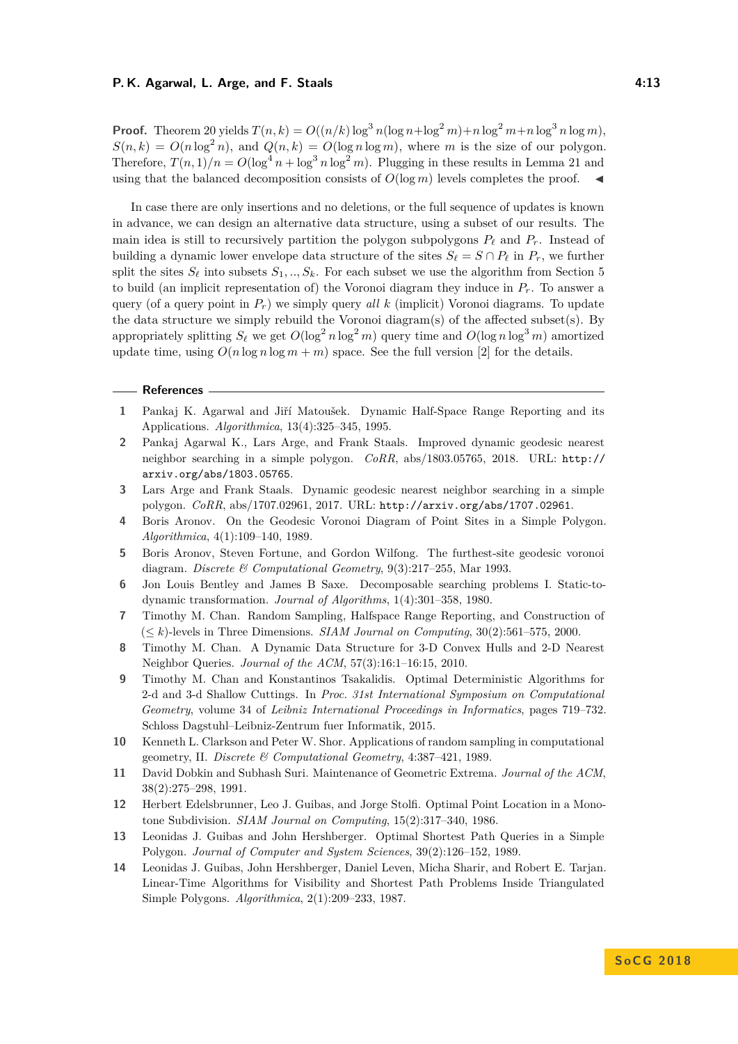**Proof.** Theorem 20 yields $T(n,k) = O((n/k)\log^3 n(\log n + \log^2 m) + n\log^2 m + n\log^3 n\log m)$, $S(n,k) = O(n\log^2 n)$, and $Q(n,k) = O(\log n\log m)$, where $m$ is the size of our polygon. Therefore, $T(n,1)/n = O(\log^4 n + \log^3 n\log^2 m)$. Plugging in these results in Lemma 21 and using that the balanced decomposition consists of $O(\log m)$ levels completes the proof. ◀

In case there are only insertions and no deletions, or the full sequence of updates is known in advance, we can design an alternative data structure, using a subset of our results. The main idea is still to recursively partition the polygon subpolygons $P_\ell$ and $P_r$. Instead of building a dynamic lower envelope data structure of the sites $S_\ell = S \cap P_\ell$ in $P_r$, we further split the sites $S_\ell$ into subsets $S_1, .., S_k$. For each subset we use the algorithm from Section 5 to build (an implicit representation of) the Voronoi diagram they induce in $P_r$. To answer a query (of a query point in $P_r$) we simply query *all* $k$ (implicit) Voronoi diagrams. To update the data structure we simply rebuild the Voronoi diagram(s) of the affected subset(s). By appropriately splitting $S_\ell$ we get $O(\log^2 n\log^2 m)$ query time and $O(\log n\log^3 m)$ amortized update time, using $O(n\log n\log m + m)$ space. See the full version [2] for the details.

## References

1. Pankaj K. Agarwal and Jiří Matoušek. Dynamic Half-Space Range Reporting and its Applications. *Algorithmica*, 13(4):325–345, 1995.
2. Pankaj Agarwal K., Lars Arge, and Frank Staals. Improved dynamic geodesic nearest neighbor searching in a simple polygon. *CoRR*, abs/1803.05765, 2018. URL: http://arxiv.org/abs/1803.05765.
3. Lars Arge and Frank Staals. Dynamic geodesic nearest neighbor searching in a simple polygon. *CoRR*, abs/1707.02961, 2017. URL: http://arxiv.org/abs/1707.02961.
4. Boris Aronov. On the Geodesic Voronoi Diagram of Point Sites in a Simple Polygon. *Algorithmica*, 4(1):109–140, 1989.
5. Boris Aronov, Steven Fortune, and Gordon Wilfong. The furthest-site geodesic voronoi diagram. *Discrete & Computational Geometry*, 9(3):217–255, Mar 1993.
6. Jon Louis Bentley and James B Saxe. Decomposable searching problems I. Static-to-dynamic transformation. *Journal of Algorithms*, 1(4):301–358, 1980.
7. Timothy M. Chan. Random Sampling, Halfspace Range Reporting, and Construction of $(\leq k)$-levels in Three Dimensions. *SIAM Journal on Computing*, 30(2):561–575, 2000.
8. Timothy M. Chan. A Dynamic Data Structure for 3-D Convex Hulls and 2-D Nearest Neighbor Queries. *Journal of the ACM*, 57(3):16:1–16:15, 2010.
9. Timothy M. Chan and Konstantinos Tsakalidis. Optimal Deterministic Algorithms for 2-d and 3-d Shallow Cuttings. In *Proc. 31st International Symposium on Computational Geometry*, volume 34 of *Leibniz International Proceedings in Informatics*, pages 719–732. Schloss Dagstuhl–Leibniz-Zentrum fuer Informatik, 2015.
10. Kenneth L. Clarkson and Peter W. Shor. Applications of random sampling in computational geometry, II. *Discrete & Computational Geometry*, 4:387–421, 1989.
11. David Dobkin and Subhash Suri. Maintenance of Geometric Extrema. *Journal of the ACM*, 38(2):275–298, 1991.
12. Herbert Edelsbrunner, Leo J. Guibas, and Jorge Stolfi. Optimal Point Location in a Monotone Subdivision. *SIAM Journal on Computing*, 15(2):317–340, 1986.
13. Leonidas J. Guibas and John Hershberger. Optimal Shortest Path Queries in a Simple Polygon. *Journal of Computer and System Sciences*, 39(2):126–152, 1989.
14. Leonidas J. Guibas, John Hershberger, Daniel Leven, Micha Sharir, and Robert E. Tarjan. Linear-Time Algorithms for Visibility and Shortest Path Problems Inside Triangulated Simple Polygons. *Algorithmica*, 2(1):209–233, 1987.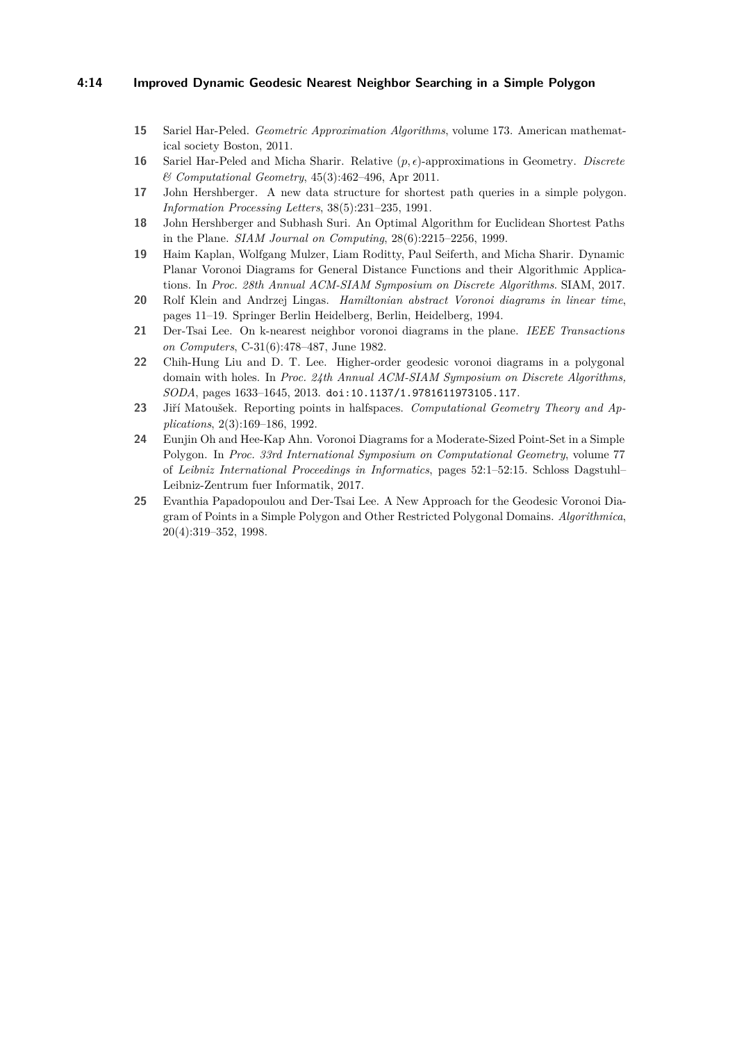15 Sariel Har-Peled. *Geometric Approximation Algorithms*, volume 173. American mathematical society Boston, 2011.

16 Sariel Har-Peled and Micha Sharir. Relative $(p, \epsilon)$-approximations in Geometry. *Discrete & Computational Geometry*, 45(3):462–496, Apr 2011.

17 John Hershberger. A new data structure for shortest path queries in a simple polygon. *Information Processing Letters*, 38(5):231–235, 1991.

18 John Hershberger and Subhash Suri. An Optimal Algorithm for Euclidean Shortest Paths in the Plane. *SIAM Journal on Computing*, 28(6):2215–2256, 1999.

19 Haim Kaplan, Wolfgang Mulzer, Liam Roditty, Paul Seiferth, and Micha Sharir. Dynamic Planar Voronoi Diagrams for General Distance Functions and their Algorithmic Applications. In *Proc. 28th Annual ACM-SIAM Symposium on Discrete Algorithms*. SIAM, 2017.

20 Rolf Klein and Andrzej Lingas. *Hamiltonian abstract Voronoi diagrams in linear time*, pages 11–19. Springer Berlin Heidelberg, Berlin, Heidelberg, 1994.

21 Der-Tsai Lee. On k-nearest neighbor voronoi diagrams in the plane. *IEEE Transactions on Computers*, C-31(6):478–487, June 1982.

22 Chih-Hung Liu and D. T. Lee. Higher-order geodesic voronoi diagrams in a polygonal domain with holes. In *Proc. 24th Annual ACM-SIAM Symposium on Discrete Algorithms, SODA*, pages 1633–1645, 2013. doi:10.1137/1.9781611973105.117.

23 Jiří Matoušek. Reporting points in halfspaces. *Computational Geometry Theory and Applications*, 2(3):169–186, 1992.

24 Eunjin Oh and Hee-Kap Ahn. Voronoi Diagrams for a Moderate-Sized Point-Set in a Simple Polygon. In *Proc. 33rd International Symposium on Computational Geometry*, volume 77 of *Leibniz International Proceedings in Informatics*, pages 52:1–52:15. Schloss Dagstuhl–Leibniz-Zentrum fuer Informatik, 2017.

25 Evanthia Papadopoulou and Der-Tsai Lee. A New Approach for the Geodesic Voronoi Diagram of Points in a Simple Polygon and Other Restricted Polygonal Domains. *Algorithmica*, 20(4):319–352, 1998.